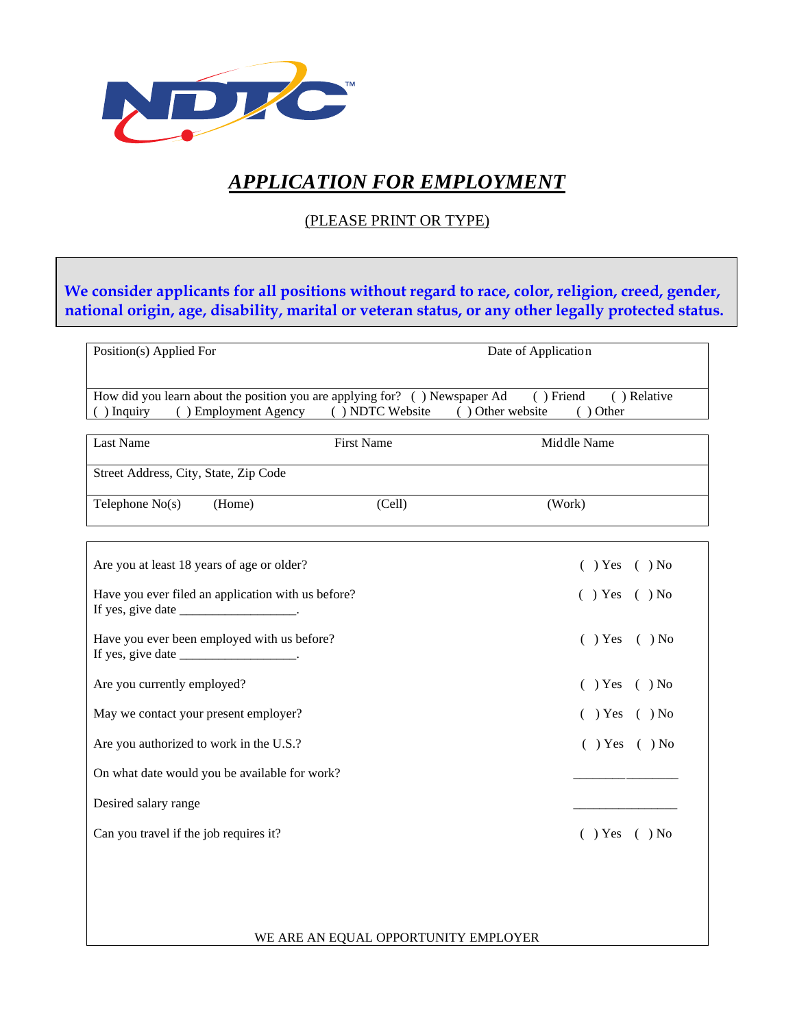NDTC™

# *APPLICATION FOR EMPLOYMENT*

(PLEASE PRINT OR TYPE)

**We consider applicants for all positions without regard to race, color, religion, creed, gender, national origin, age, disability, marital or veteran status, or any other legally protected status.**

| Position(s) Applied For | Date of Application |
|---|---|
| | |

How did you learn about the position you are applying for? ( ) Newspaper Ad ( ) Friend ( ) Relative ( ) Inquiry ( ) Employment Agency ( ) NDTC Website ( ) Other website ( ) Other

| Last Name | First Name | Middle Name |
|---|---|---|
| Street Address, City, State, Zip Code | | |
| Telephone No(s) (Home) | (Cell) | (Work) |

| | |
|---|---|
| Are you at least 18 years of age or older? | ( ) Yes ( ) No |
| Have you ever filed an application with us before? If yes, give date __________________. | ( ) Yes ( ) No |
| Have you ever been employed with us before? If yes, give date __________________. | ( ) Yes ( ) No |
| Are you currently employed? | ( ) Yes ( ) No |
| May we contact your present employer? | ( ) Yes ( ) No |
| Are you authorized to work in the U.S.? | ( ) Yes ( ) No |
| On what date would you be available for work? | ________________ |
| Desired salary range | ________________ |
| Can you travel if the job requires it? | ( ) Yes ( ) No |

WE ARE AN EQUAL OPPORTUNITY EMPLOYER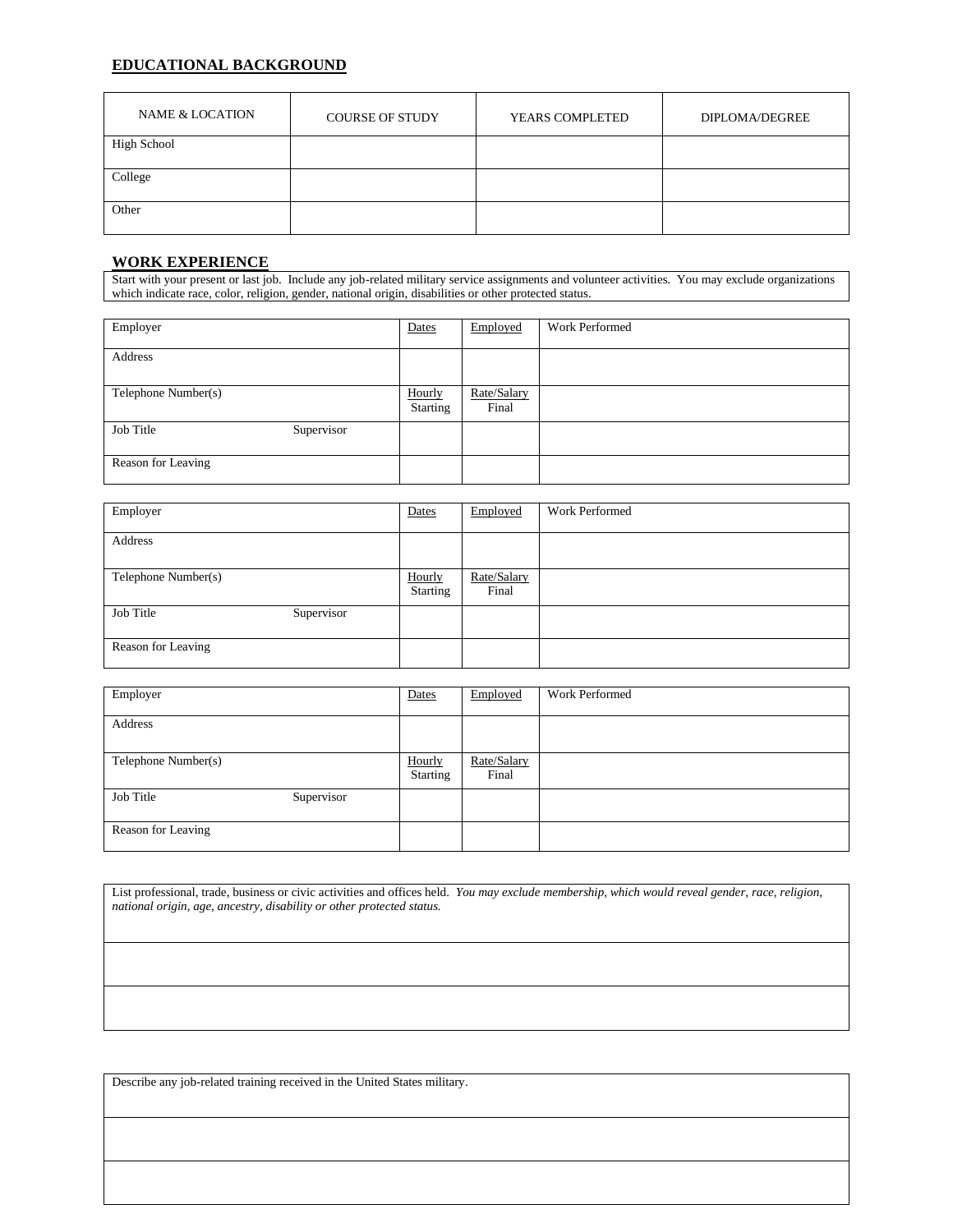## EDUCATIONAL BACKGROUND

| NAME & LOCATION | COURSE OF STUDY | YEARS COMPLETED | DIPLOMA/DEGREE |
|---|---|---|---|
| High School | | | |
| College | | | |
| Other | | | |

## WORK EXPERIENCE

Start with your present or last job. Include any job-related military service assignments and volunteer activities. You may exclude organizations which indicate race, color, religion, gender, national origin, disabilities or other protected status.

| Employer | Dates | Employed | Work Performed |
|---|---|---|---|
| Address | | | |
| Telephone Number(s) | Hourly Starting | Rate/Salary Final | |
| Job Title Supervisor | | | |
| Reason for Leaving | | | |

| Employer | Dates | Employed | Work Performed |
|---|---|---|---|
| Address | | | |
| Telephone Number(s) | Hourly Starting | Rate/Salary Final | |
| Job Title Supervisor | | | |
| Reason for Leaving | | | |

| Employer | Dates | Employed | Work Performed |
|---|---|---|---|
| Address | | | |
| Telephone Number(s) | Hourly Starting | Rate/Salary Final | |
| Job Title Supervisor | | | |
| Reason for Leaving | | | |

| List professional, trade, business or civic activities and offices held. *You may exclude membership, which would reveal gender, race, religion, national origin, age, ancestry, disability or other protected status.* |
|---|
| |
| |

| Describe any job-related training received in the United States military. |
|---|
| |
| |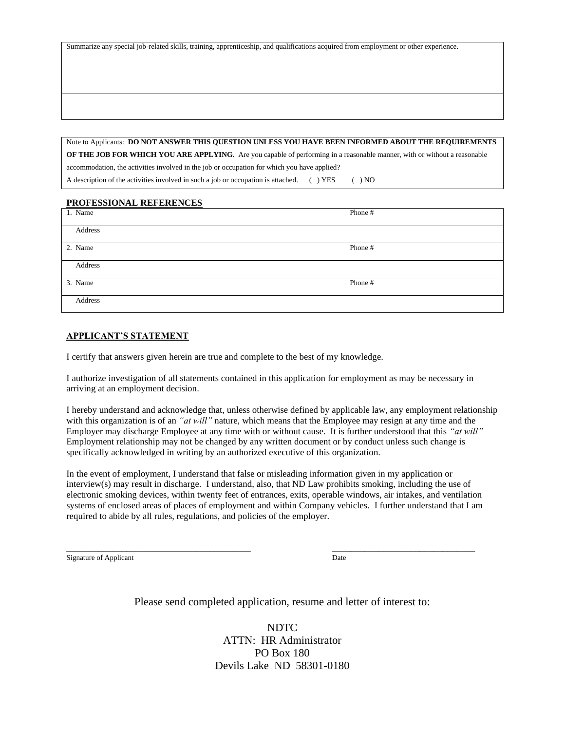| Summarize any special job-related skills, training, apprenticeship, and qualifications acquired from employment or other experience. |
|---|
| |
| |

Note to Applicants: **DO NOT ANSWER THIS QUESTION UNLESS YOU HAVE BEEN INFORMED ABOUT THE REQUIREMENTS OF THE JOB FOR WHICH YOU ARE APPLYING.** Are you capable of performing in a reasonable manner, with or without a reasonable accommodation, the activities involved in the job or occupation for which you have applied?

A description of the activities involved in such a job or occupation is attached. ( ) YES ( ) NO

## PROFESSIONAL REFERENCES

| 1. Name | Phone # |
|---|---|
| Address | |
| 2. Name | Phone # |
| Address | |
| 3. Name | Phone # |
| Address | |

## APPLICANT'S STATEMENT

I certify that answers given herein are true and complete to the best of my knowledge.

I authorize investigation of all statements contained in this application for employment as may be necessary in arriving at an employment decision.

I hereby understand and acknowledge that, unless otherwise defined by applicable law, any employment relationship with this organization is of an *"at will"* nature, which means that the Employee may resign at any time and the Employer may discharge Employee at any time with or without cause. It is further understood that this *"at will"* Employment relationship may not be changed by any written document or by conduct unless such change is specifically acknowledged in writing by an authorized executive of this organization.

In the event of employment, I understand that false or misleading information given in my application or interview(s) may result in discharge. I understand, also, that ND Law prohibits smoking, including the use of electronic smoking devices, within twenty feet of entrances, exits, operable windows, air intakes, and ventilation systems of enclosed areas of places of employment and within Company vehicles. I further understand that I am required to abide by all rules, regulations, and policies of the employer.

\_\_\_\_\_\_\_\_\_\_\_\_\_\_\_\_\_\_\_\_\_\_\_\_\_\_\_\_\_\_\_\_\_\_\_\_\_\_\_\_ \_\_\_\_\_\_\_\_\_\_\_\_\_\_\_\_\_\_\_\_\_\_\_\_\_\_\_\_\_\_\_\_\_\_

Signature of Applicant Date

Please send completed application, resume and letter of interest to:

NDTC
ATTN: HR Administrator
PO Box 180
Devils Lake ND 58301-0180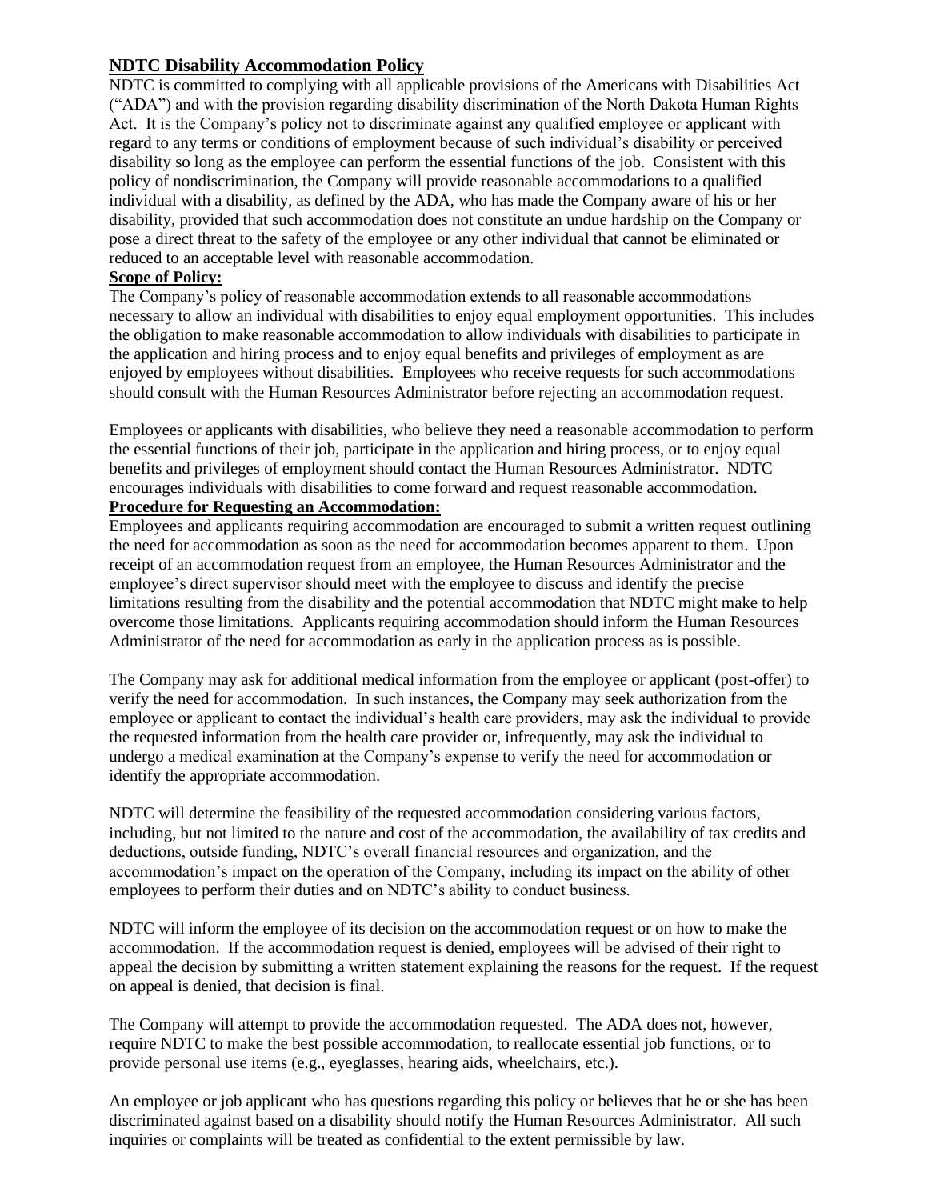## NDTC Disability Accommodation Policy

NDTC is committed to complying with all applicable provisions of the Americans with Disabilities Act ("ADA") and with the provision regarding disability discrimination of the North Dakota Human Rights Act. It is the Company's policy not to discriminate against any qualified employee or applicant with regard to any terms or conditions of employment because of such individual's disability or perceived disability so long as the employee can perform the essential functions of the job. Consistent with this policy of nondiscrimination, the Company will provide reasonable accommodations to a qualified individual with a disability, as defined by the ADA, who has made the Company aware of his or her disability, provided that such accommodation does not constitute an undue hardship on the Company or pose a direct threat to the safety of the employee or any other individual that cannot be eliminated or reduced to an acceptable level with reasonable accommodation.

**Scope of Policy:**

The Company's policy of reasonable accommodation extends to all reasonable accommodations necessary to allow an individual with disabilities to enjoy equal employment opportunities. This includes the obligation to make reasonable accommodation to allow individuals with disabilities to participate in the application and hiring process and to enjoy equal benefits and privileges of employment as are enjoyed by employees without disabilities. Employees who receive requests for such accommodations should consult with the Human Resources Administrator before rejecting an accommodation request.

Employees or applicants with disabilities, who believe they need a reasonable accommodation to perform the essential functions of their job, participate in the application and hiring process, or to enjoy equal benefits and privileges of employment should contact the Human Resources Administrator. NDTC encourages individuals with disabilities to come forward and request reasonable accommodation.

**Procedure for Requesting an Accommodation:**

Employees and applicants requiring accommodation are encouraged to submit a written request outlining the need for accommodation as soon as the need for accommodation becomes apparent to them. Upon receipt of an accommodation request from an employee, the Human Resources Administrator and the employee's direct supervisor should meet with the employee to discuss and identify the precise limitations resulting from the disability and the potential accommodation that NDTC might make to help overcome those limitations. Applicants requiring accommodation should inform the Human Resources Administrator of the need for accommodation as early in the application process as is possible.

The Company may ask for additional medical information from the employee or applicant (post-offer) to verify the need for accommodation. In such instances, the Company may seek authorization from the employee or applicant to contact the individual's health care providers, may ask the individual to provide the requested information from the health care provider or, infrequently, may ask the individual to undergo a medical examination at the Company's expense to verify the need for accommodation or identify the appropriate accommodation.

NDTC will determine the feasibility of the requested accommodation considering various factors, including, but not limited to the nature and cost of the accommodation, the availability of tax credits and deductions, outside funding, NDTC's overall financial resources and organization, and the accommodation's impact on the operation of the Company, including its impact on the ability of other employees to perform their duties and on NDTC's ability to conduct business.

NDTC will inform the employee of its decision on the accommodation request or on how to make the accommodation. If the accommodation request is denied, employees will be advised of their right to appeal the decision by submitting a written statement explaining the reasons for the request. If the request on appeal is denied, that decision is final.

The Company will attempt to provide the accommodation requested. The ADA does not, however, require NDTC to make the best possible accommodation, to reallocate essential job functions, or to provide personal use items (e.g., eyeglasses, hearing aids, wheelchairs, etc.).

An employee or job applicant who has questions regarding this policy or believes that he or she has been discriminated against based on a disability should notify the Human Resources Administrator. All such inquiries or complaints will be treated as confidential to the extent permissible by law.